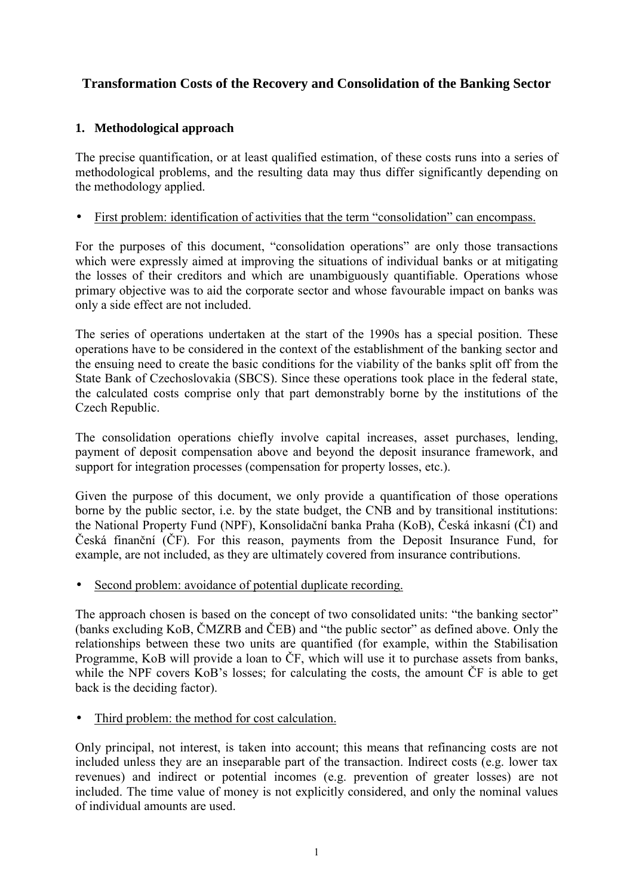# Transformation Costs of the Recovery and Consolidation of the Banking Sector

## 1. Methodological approach

The precise quantification, or at least qualified estimation, of these costs runs into a series of methodological problems, and the resulting data may thus differ significantly depending on the methodology applied.

- First problem: identification of activities that the term "consolidation" can encompass.

For the purposes of this document, "consolidation operations" are only those transactions which were expressly aimed at improving the situations of individual banks or at mitigating the losses of their creditors and which are unambiguously quantifiable. Operations whose primary objective was to aid the corporate sector and whose favourable impact on banks was only a side effect are not included.

The series of operations undertaken at the start of the 1990s has a special position. These operations have to be considered in the context of the establishment of the banking sector and the ensuing need to create the basic conditions for the viability of the banks split off from the State Bank of Czechoslovakia (SBCS). Since these operations took place in the federal state, the calculated costs comprise only that part demonstrably borne by the institutions of the Czech Republic.

The consolidation operations chiefly involve capital increases, asset purchases, lending, payment of deposit compensation above and beyond the deposit insurance framework, and support for integration processes (compensation for property losses, etc.).

Given the purpose of this document, we only provide a quantification of those operations borne by the public sector, i.e. by the state budget, the CNB and by transitional institutions: the National Property Fund (NPF), Konsolidační banka Praha (KoB), Česká inkasní (ČI) and Česká finanční (ČF). For this reason, payments from the Deposit Insurance Fund, for example, are not included, as they are ultimately covered from insurance contributions.

- Second problem: avoidance of potential duplicate recording.

The approach chosen is based on the concept of two consolidated units: "the banking sector" (banks excluding KoB, ČMZRB and ČEB) and "the public sector" as defined above. Only the relationships between these two units are quantified (for example, within the Stabilisation Programme, KoB will provide a loan to ČF, which will use it to purchase assets from banks, while the NPF covers KoB's losses; for calculating the costs, the amount ČF is able to get back is the deciding factor).

- Third problem: the method for cost calculation.

Only principal, not interest, is taken into account; this means that refinancing costs are not included unless they are an inseparable part of the transaction. Indirect costs (e.g. lower tax revenues) and indirect or potential incomes (e.g. prevention of greater losses) are not included. The time value of money is not explicitly considered, and only the nominal values of individual amounts are used.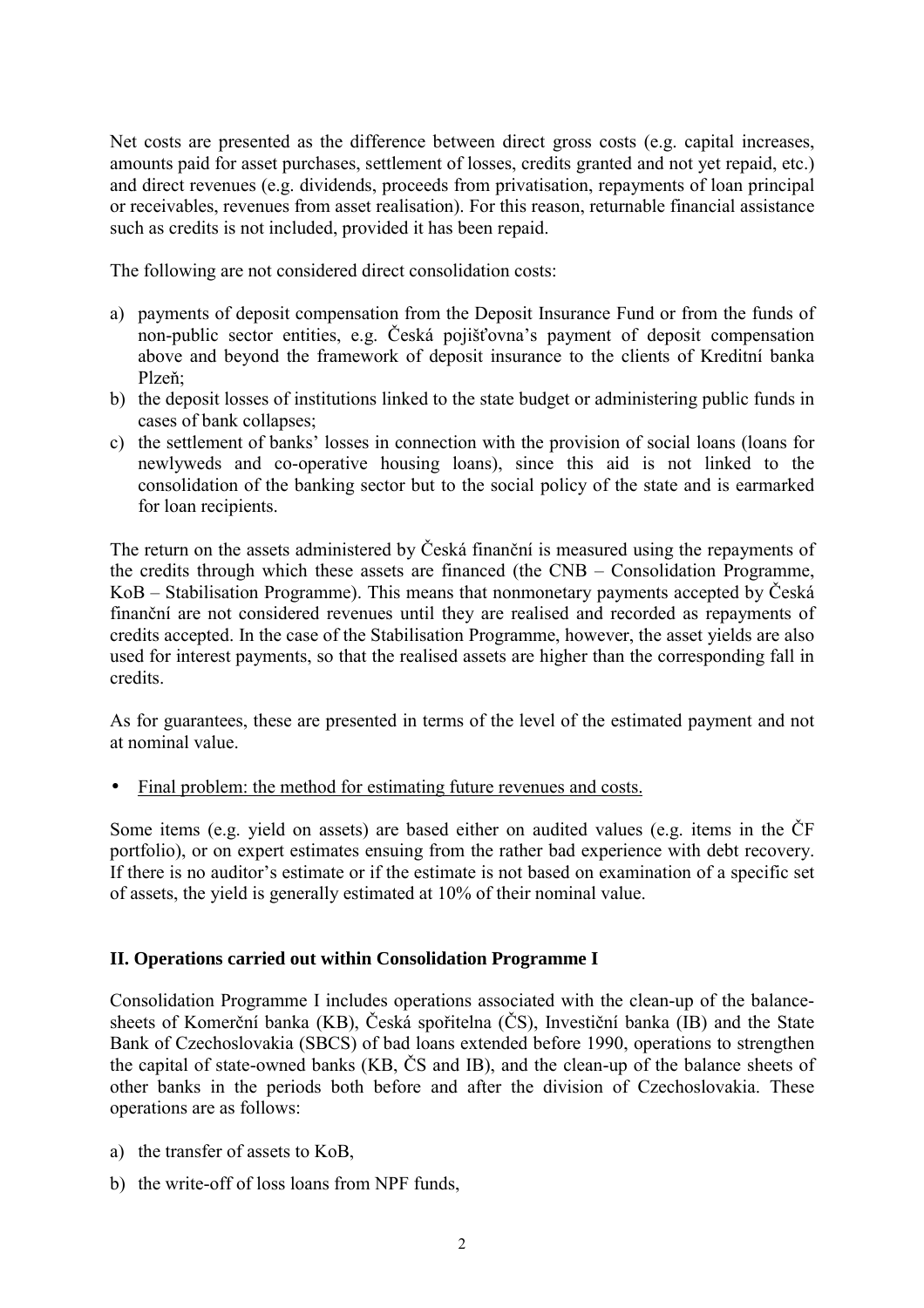Net costs are presented as the difference between direct gross costs (e.g. capital increases, amounts paid for asset purchases, settlement of losses, credits granted and not yet repaid, etc.) and direct revenues (e.g. dividends, proceeds from privatisation, repayments of loan principal or receivables, revenues from asset realisation). For this reason, returnable financial assistance such as credits is not included, provided it has been repaid.

The following are not considered direct consolidation costs:

a) payments of deposit compensation from the Deposit Insurance Fund or from the funds of non-public sector entities, e.g. Česká pojišťovna's payment of deposit compensation above and beyond the framework of deposit insurance to the clients of Kreditní banka Plzeň;
b) the deposit losses of institutions linked to the state budget or administering public funds in cases of bank collapses;
c) the settlement of banks' losses in connection with the provision of social loans (loans for newlyweds and co-operative housing loans), since this aid is not linked to the consolidation of the banking sector but to the social policy of the state and is earmarked for loan recipients.

The return on the assets administered by Česká finanční is measured using the repayments of the credits through which these assets are financed (the CNB – Consolidation Programme, KoB – Stabilisation Programme). This means that nonmonetary payments accepted by Česká finanční are not considered revenues until they are realised and recorded as repayments of credits accepted. In the case of the Stabilisation Programme, however, the asset yields are also used for interest payments, so that the realised assets are higher than the corresponding fall in credits.

As for guarantees, these are presented in terms of the level of the estimated payment and not at nominal value.

- Final problem: the method for estimating future revenues and costs.

Some items (e.g. yield on assets) are based either on audited values (e.g. items in the ČF portfolio), or on expert estimates ensuing from the rather bad experience with debt recovery. If there is no auditor's estimate or if the estimate is not based on examination of a specific set of assets, the yield is generally estimated at 10% of their nominal value.

## II. Operations carried out within Consolidation Programme I

Consolidation Programme I includes operations associated with the clean-up of the balance-sheets of Komerční banka (KB), Česká spořitelna (ČS), Investiční banka (IB) and the State Bank of Czechoslovakia (SBCS) of bad loans extended before 1990, operations to strengthen the capital of state-owned banks (KB, ČS and IB), and the clean-up of the balance sheets of other banks in the periods both before and after the division of Czechoslovakia. These operations are as follows:

a) the transfer of assets to KoB,
b) the write-off of loss loans from NPF funds,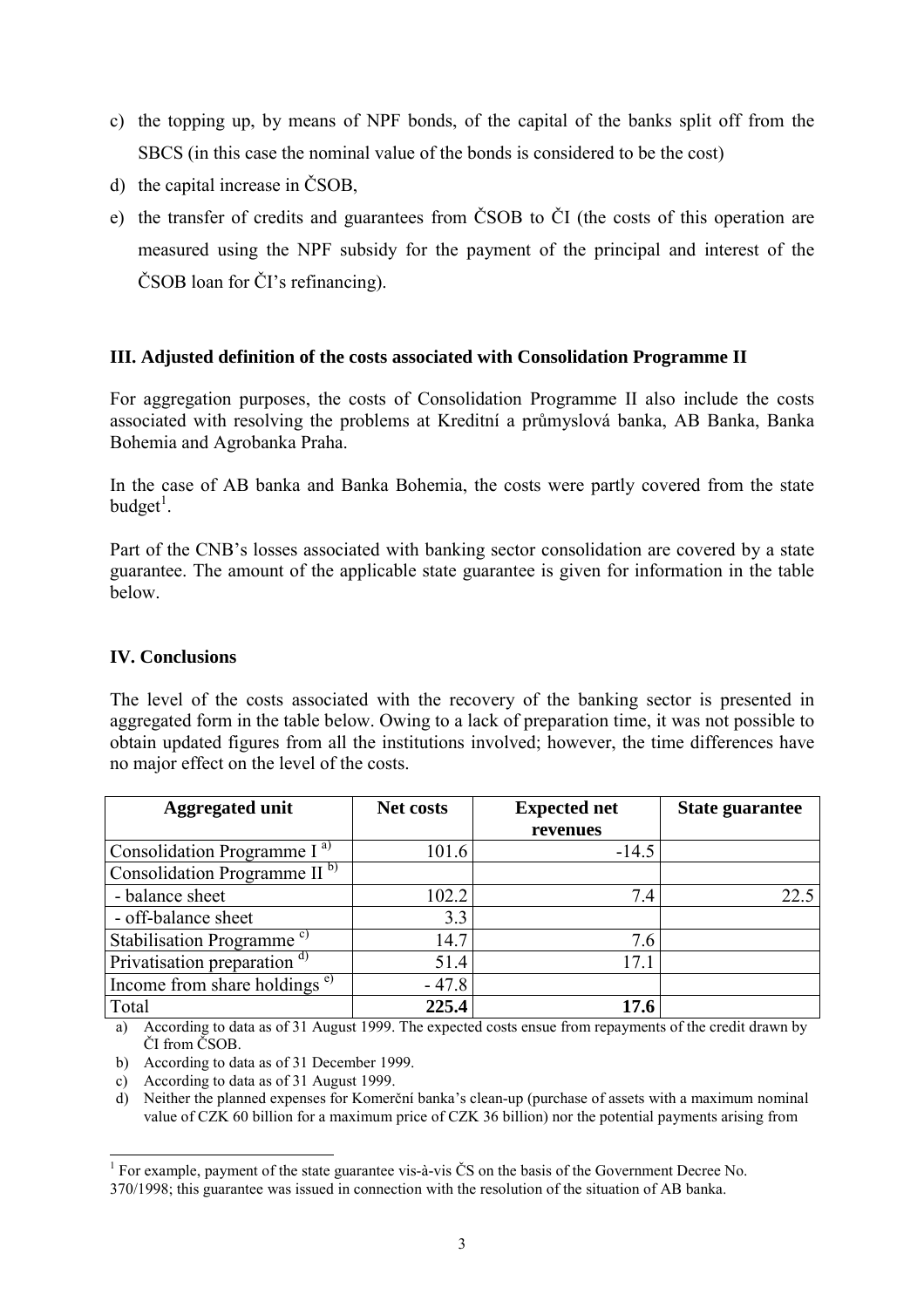c) the topping up, by means of NPF bonds, of the capital of the banks split off from the SBCS (in this case the nominal value of the bonds is considered to be the cost)
d) the capital increase in ČSOB,
e) the transfer of credits and guarantees from ČSOB to ČI (the costs of this operation are measured using the NPF subsidy for the payment of the principal and interest of the ČSOB loan for ČI's refinancing).

## III. Adjusted definition of the costs associated with Consolidation Programme II

For aggregation purposes, the costs of Consolidation Programme II also include the costs associated with resolving the problems at Kreditní a průmyslová banka, AB Banka, Banka Bohemia and Agrobanka Praha.

In the case of AB banka and Banka Bohemia, the costs were partly covered from the state budget[1].

Part of the CNB's losses associated with banking sector consolidation are covered by a state guarantee. The amount of the applicable state guarantee is given for information in the table below.

## IV. Conclusions

The level of the costs associated with the recovery of the banking sector is presented in aggregated form in the table below. Owing to a lack of preparation time, it was not possible to obtain updated figures from all the institutions involved; however, the time differences have no major effect on the level of the costs.

| Aggregated unit | Net costs | Expected net revenues | State guarantee |
|---|---|---|---|
| Consolidation Programme I [a] | 101.6 | -14.5 | |
| Consolidation Programme II [b] | | | |
| - balance sheet | 102.2 | 7.4 | 22.5 |
| - off-balance sheet | 3.3 | | |
| Stabilisation Programme [c] | 14.7 | 7.6 | |
| Privatisation preparation [d] | 51.4 | 17.1 | |
| Income from share holdings [e] | - 47.8 | | |
| Total | **225.4** | **17.6** | |

a) According to data as of 31 August 1999. The expected costs ensue from repayments of the credit drawn by ČI from ČSOB.

b) According to data as of 31 December 1999.

c) According to data as of 31 August 1999.

d) Neither the planned expenses for Komerční banka's clean-up (purchase of assets with a maximum nominal value of CZK 60 billion for a maximum price of CZK 36 billion) nor the potential payments arising from

---

[1] For example, payment of the state guarantee vis-à-vis ČS on the basis of the Government Decree No. 370/1998; this guarantee was issued in connection with the resolution of the situation of AB banka.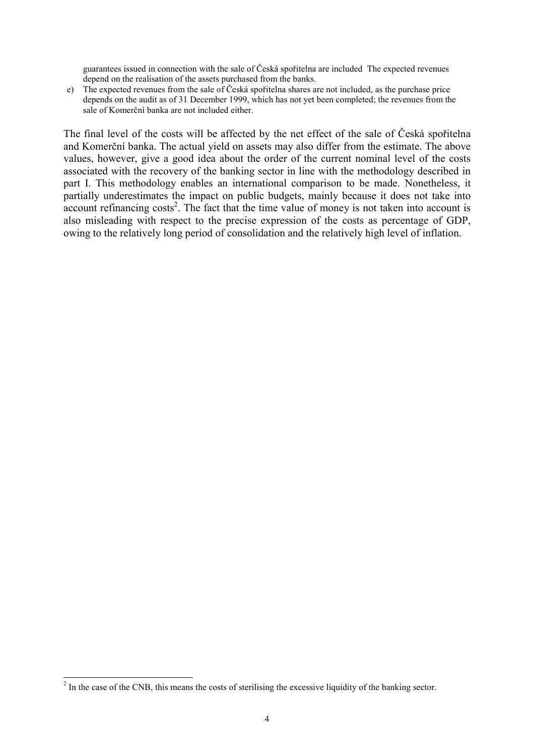guarantees issued in connection with the sale of Česká spořitelna are included The expected revenues depend on the realisation of the assets purchased from the banks.

e) The expected revenues from the sale of Česká spořitelna shares are not included, as the purchase price depends on the audit as of 31 December 1999, which has not yet been completed; the revenues from the sale of Komerční banka are not included either.

The final level of the costs will be affected by the net effect of the sale of Česká spořitelna and Komerční banka. The actual yield on assets may also differ from the estimate. The above values, however, give a good idea about the order of the current nominal level of the costs associated with the recovery of the banking sector in line with the methodology described in part I. This methodology enables an international comparison to be made. Nonetheless, it partially underestimates the impact on public budgets, mainly because it does not take into account refinancing costs[2]. The fact that the time value of money is not taken into account is also misleading with respect to the precise expression of the costs as percentage of GDP, owing to the relatively long period of consolidation and the relatively high level of inflation.

[2] In the case of the CNB, this means the costs of sterilising the excessive liquidity of the banking sector.